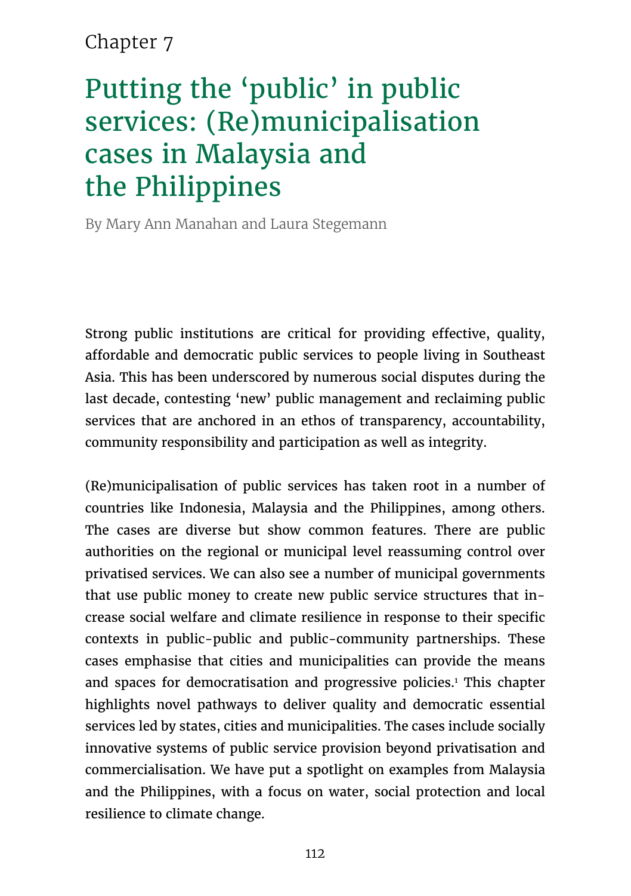Chapter 7

# Putting the 'public' in public services: (Re)municipalisation cases in Malaysia and the Philippines

By Mary Ann Manahan and Laura Stegemann

Strong public institutions are critical for providing effective, quality, affordable and democratic public services to people living in Southeast Asia. This has been underscored by numerous social disputes during the last decade, contesting 'new' public management and reclaiming public services that are anchored in an ethos of transparency, accountability, community responsibility and participation as well as integrity.

(Re)municipalisation of public services has taken root in a number of countries like Indonesia, Malaysia and the Philippines, among others. The cases are diverse but show common features. There are public authorities on the regional or municipal level reassuming control over privatised services. We can also see a number of municipal governments that use public money to create new public service structures that increase social welfare and climate resilience in response to their specific contexts in public-public and public-community partnerships. These cases emphasise that cities and municipalities can provide the means and spaces for democratisation and progressive policies.[1] This chapter highlights novel pathways to deliver quality and democratic essential services led by states, cities and municipalities. The cases include socially innovative systems of public service provision beyond privatisation and commercialisation. We have put a spotlight on examples from Malaysia and the Philippines, with a focus on water, social protection and local resilience to climate change.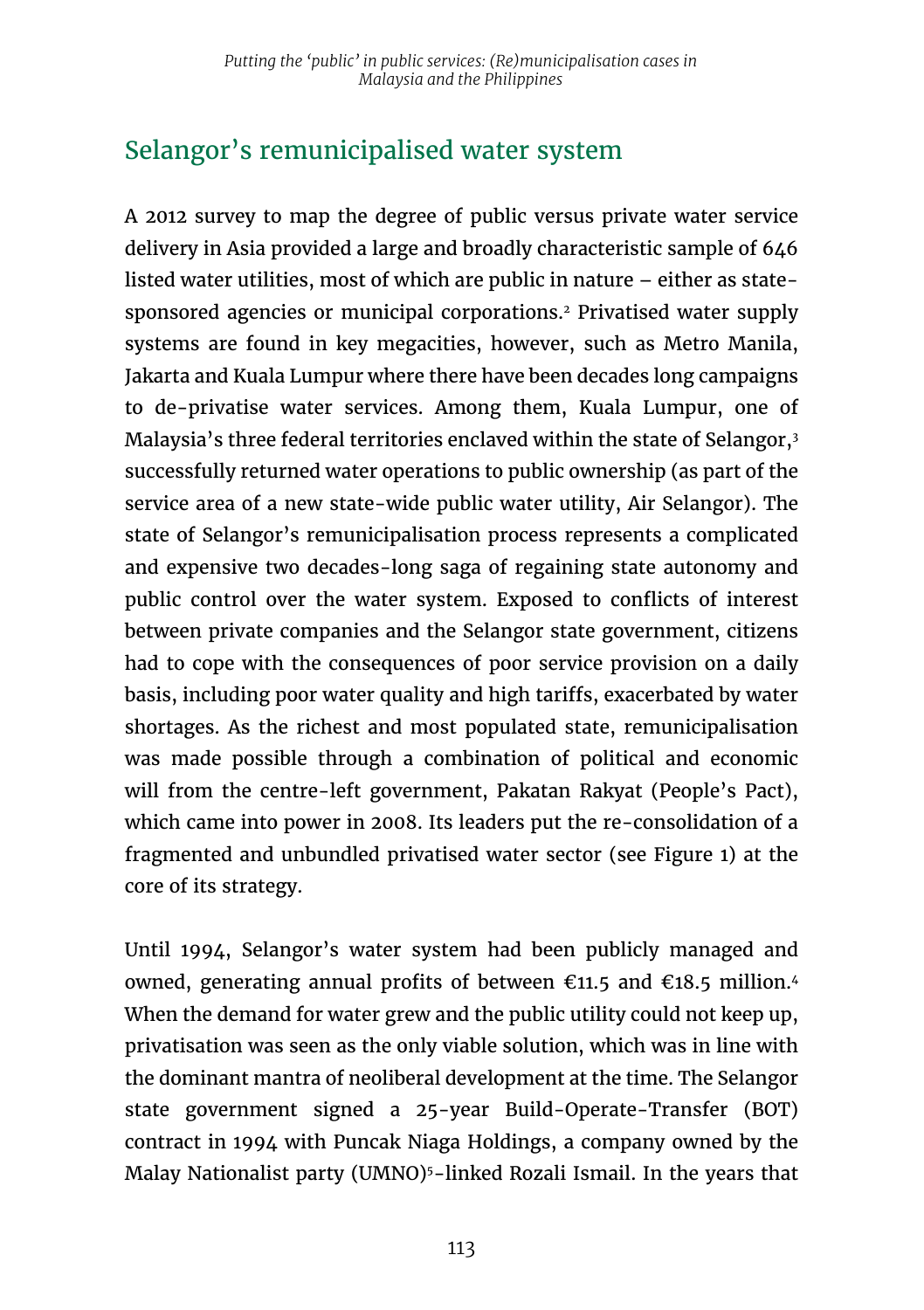## Selangor's remunicipalised water system

A 2012 survey to map the degree of public versus private water service delivery in Asia provided a large and broadly characteristic sample of 646 listed water utilities, most of which are public in nature – either as state-sponsored agencies or municipal corporations.[2] Privatised water supply systems are found in key megacities, however, such as Metro Manila, Jakarta and Kuala Lumpur where there have been decades long campaigns to de-privatise water services. Among them, Kuala Lumpur, one of Malaysia's three federal territories enclaved within the state of Selangor,[3] successfully returned water operations to public ownership (as part of the service area of a new state-wide public water utility, Air Selangor). The state of Selangor's remunicipalisation process represents a complicated and expensive two decades-long saga of regaining state autonomy and public control over the water system. Exposed to conflicts of interest between private companies and the Selangor state government, citizens had to cope with the consequences of poor service provision on a daily basis, including poor water quality and high tariffs, exacerbated by water shortages. As the richest and most populated state, remunicipalisation was made possible through a combination of political and economic will from the centre-left government, Pakatan Rakyat (People's Pact), which came into power in 2008. Its leaders put the re-consolidation of a fragmented and unbundled privatised water sector (see Figure 1) at the core of its strategy.

Until 1994, Selangor's water system had been publicly managed and owned, generating annual profits of between €11.5 and €18.5 million.[4] When the demand for water grew and the public utility could not keep up, privatisation was seen as the only viable solution, which was in line with the dominant mantra of neoliberal development at the time. The Selangor state government signed a 25-year Build-Operate-Transfer (BOT) contract in 1994 with Puncak Niaga Holdings, a company owned by the Malay Nationalist party (UMNO)[5]-linked Rozali Ismail. In the years that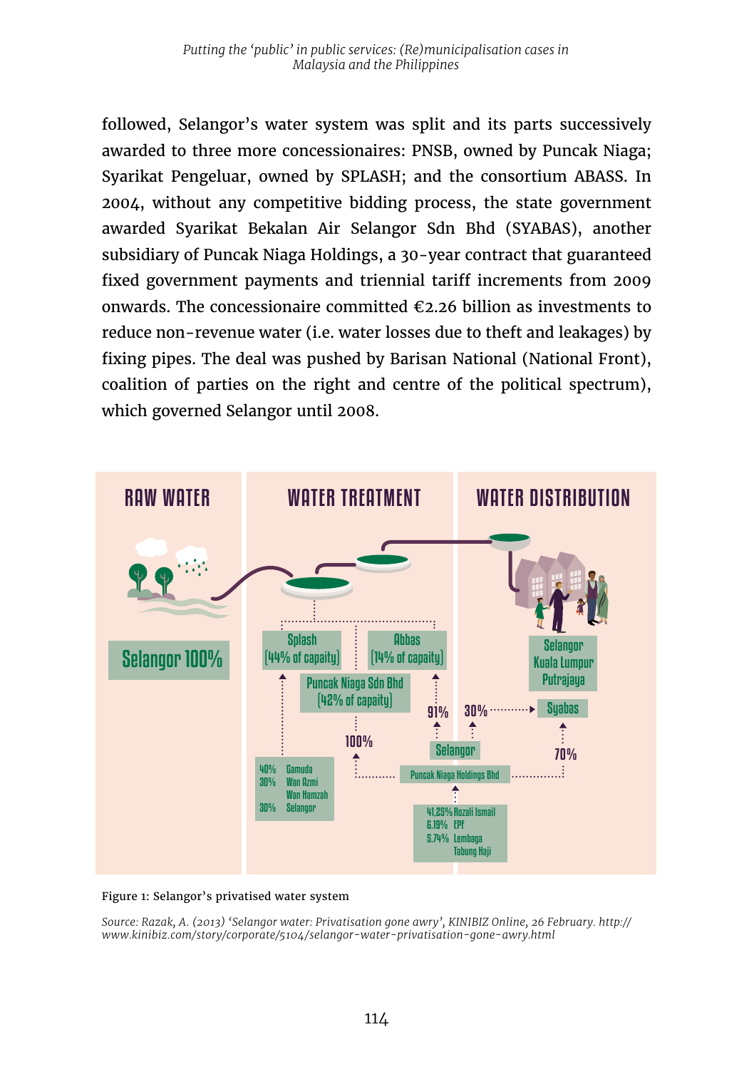followed, Selangor's water system was split and its parts successively awarded to three more concessionaires: PNSB, owned by Puncak Niaga; Syarikat Pengeluar, owned by SPLASH; and the consortium ABASS. In 2004, without any competitive bidding process, the state government awarded Syarikat Bekalan Air Selangor Sdn Bhd (SYABAS), another subsidiary of Puncak Niaga Holdings, a 30-year contract that guaranteed fixed government payments and triennial tariff increments from 2009 onwards. The concessionaire committed €2.26 billion as investments to reduce non-revenue water (i.e. water losses due to theft and leakages) by fixing pipes. The deal was pushed by Barisan National (National Front), coalition of parties on the right and centre of the political spectrum), which governed Selangor until 2008.

Figure 1: Selangor's privatised water system

*Source: Razak, A. (2013) 'Selangor water: Privatisation gone awry', KINIBIZ Online, 26 February. http://www.kinibiz.com/story/corporate/5104/selangor-water-privatisation-gone-awry.html*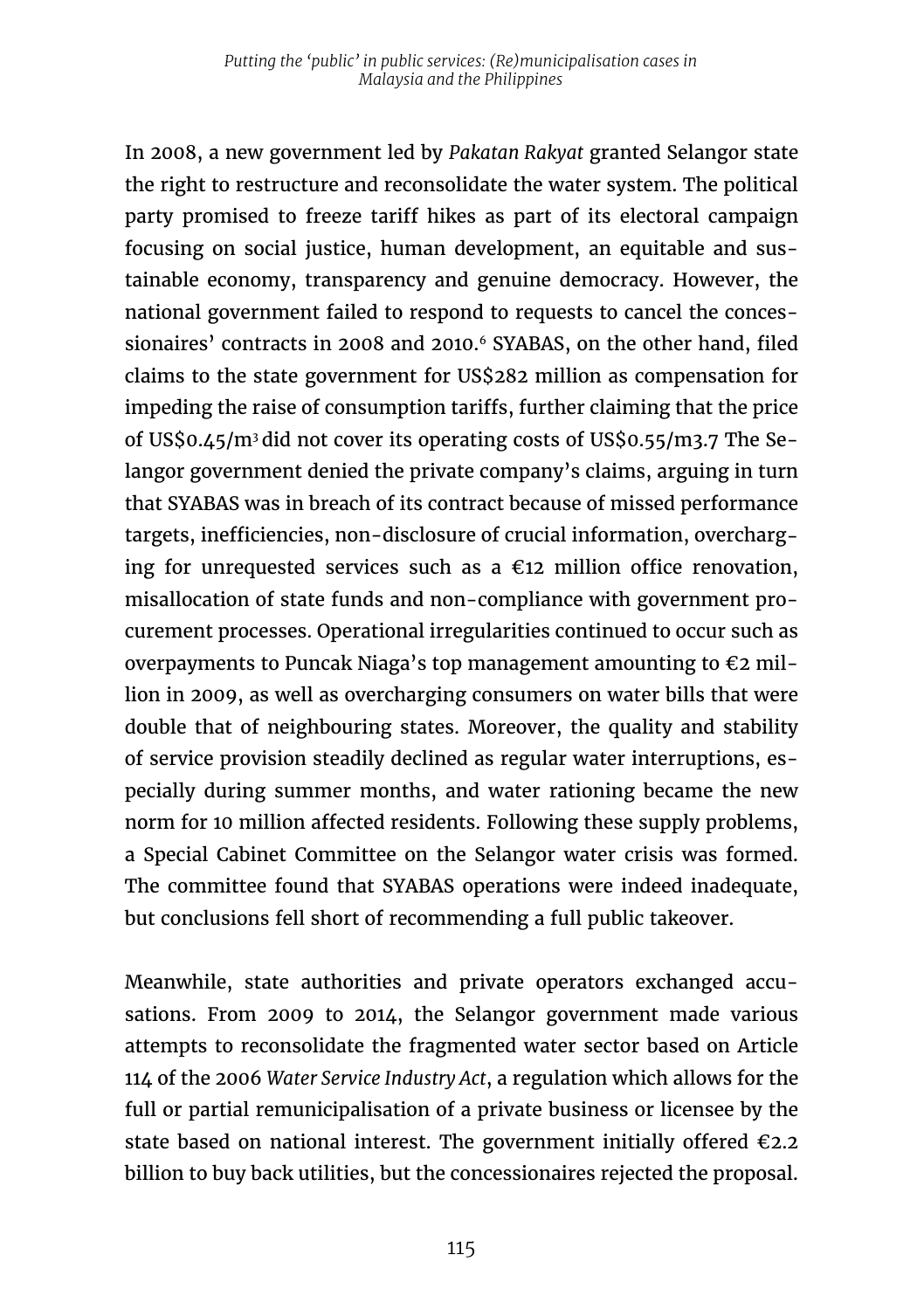In 2008, a new government led by *Pakatan Rakyat* granted Selangor state the right to restructure and reconsolidate the water system. The political party promised to freeze tariff hikes as part of its electoral campaign focusing on social justice, human development, an equitable and sustainable economy, transparency and genuine democracy. However, the national government failed to respond to requests to cancel the concessionaires' contracts in 2008 and 2010.[6] SYABAS, on the other hand, filed claims to the state government for US$282 million as compensation for impeding the raise of consumption tariffs, further claiming that the price of US$0.45/$m^3$ did not cover its operating costs of US$0.55/m3.7 The Selangor government denied the private company's claims, arguing in turn that SYABAS was in breach of its contract because of missed performance targets, inefficiencies, non-disclosure of crucial information, overcharging for unrequested services such as a €12 million office renovation, misallocation of state funds and non-compliance with government procurement processes. Operational irregularities continued to occur such as overpayments to Puncak Niaga's top management amounting to €2 million in 2009, as well as overcharging consumers on water bills that were double that of neighbouring states. Moreover, the quality and stability of service provision steadily declined as regular water interruptions, especially during summer months, and water rationing became the new norm for 10 million affected residents. Following these supply problems, a Special Cabinet Committee on the Selangor water crisis was formed. The committee found that SYABAS operations were indeed inadequate, but conclusions fell short of recommending a full public takeover.

Meanwhile, state authorities and private operators exchanged accusations. From 2009 to 2014, the Selangor government made various attempts to reconsolidate the fragmented water sector based on Article 114 of the 2006 *Water Service Industry Act*, a regulation which allows for the full or partial remunicipalisation of a private business or licensee by the state based on national interest. The government initially offered €2.2 billion to buy back utilities, but the concessionaires rejected the proposal.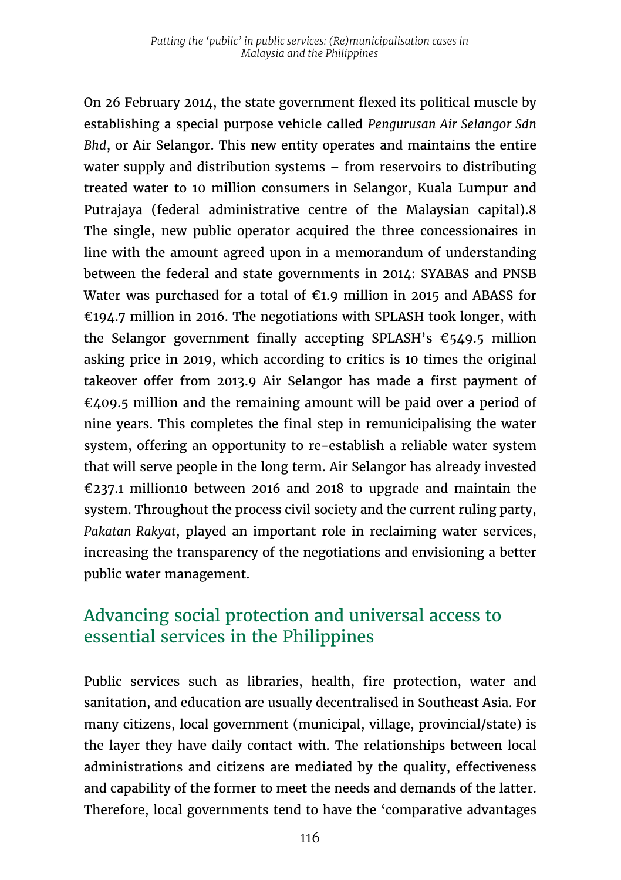On 26 February 2014, the state government flexed its political muscle by establishing a special purpose vehicle called *Pengurusan Air Selangor Sdn Bhd*, or Air Selangor. This new entity operates and maintains the entire water supply and distribution systems – from reservoirs to distributing treated water to 10 million consumers in Selangor, Kuala Lumpur and Putrajaya (federal administrative centre of the Malaysian capital).[8] The single, new public operator acquired the three concessionaires in line with the amount agreed upon in a memorandum of understanding between the federal and state governments in 2014: SYABAS and PNSB Water was purchased for a total of €1.9 million in 2015 and ABASS for €194.7 million in 2016. The negotiations with SPLASH took longer, with the Selangor government finally accepting SPLASH's €549.5 million asking price in 2019, which according to critics is 10 times the original takeover offer from 2013.[9] Air Selangor has made a first payment of €409.5 million and the remaining amount will be paid over a period of nine years. This completes the final step in remunicipalising the water system, offering an opportunity to re-establish a reliable water system that will serve people in the long term. Air Selangor has already invested €237.1 million[10] between 2016 and 2018 to upgrade and maintain the system. Throughout the process civil society and the current ruling party, *Pakatan Rakyat*, played an important role in reclaiming water services, increasing the transparency of the negotiations and envisioning a better public water management.

## Advancing social protection and universal access to essential services in the Philippines

Public services such as libraries, health, fire protection, water and sanitation, and education are usually decentralised in Southeast Asia. For many citizens, local government (municipal, village, provincial/state) is the layer they have daily contact with. The relationships between local administrations and citizens are mediated by the quality, effectiveness and capability of the former to meet the needs and demands of the latter. Therefore, local governments tend to have the 'comparative advantages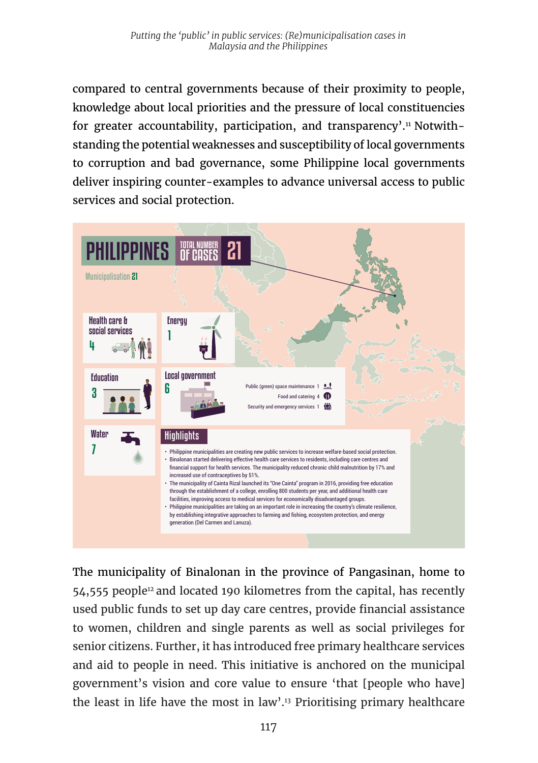compared to central governments because of their proximity to people, knowledge about local priorities and the pressure of local constituencies for greater accountability, participation, and transparency'.[11] Notwithstanding the potential weaknesses and susceptibility of local governments to corruption and bad governance, some Philippine local governments deliver inspiring counter-examples to advance universal access to public services and social protection.

**PHILIPPINES** — TOTAL NUMBER OF CASES **21**

Municipalisation **21**

- Health care & social services: 4
- Energy: 1
- Education: 3
- Local government: 6
  - Public (green) space maintenance: 1
  - Food and catering: 4
  - Security and emergency services: 1
- Water: 7

**Highlights**

- Philippine municipalities are creating new public services to increase welfare-based social protection.
- Binalonan started delivering effective health care services to residents, including care centres and financial support for health services. The municipality reduced chronic child malnutrition by 17% and increased use of contraceptives by 51%.
- The municipality of Cainta Rizal launched its "One Cainta" program in 2016, providing free education through the establishment of a college, enrolling 800 students per year, and additional health care facilities, improving access to medical services for economically disadvantaged groups.
- Philippine municipalities are taking on an important role in increasing the country's climate resilience, by establishing integrative approaches to farming and fishing, ecosystem protection, and energy generation (Del Carmen and Lanuza).

The municipality of Binalonan in the province of Pangasinan, home to 54,555 people[12] and located 190 kilometres from the capital, has recently used public funds to set up day care centres, provide financial assistance to women, children and single parents as well as social privileges for senior citizens. Further, it has introduced free primary healthcare services and aid to people in need. This initiative is anchored on the municipal government's vision and core value to ensure 'that [people who have] the least in life have the most in law'.[13] Prioritising primary healthcare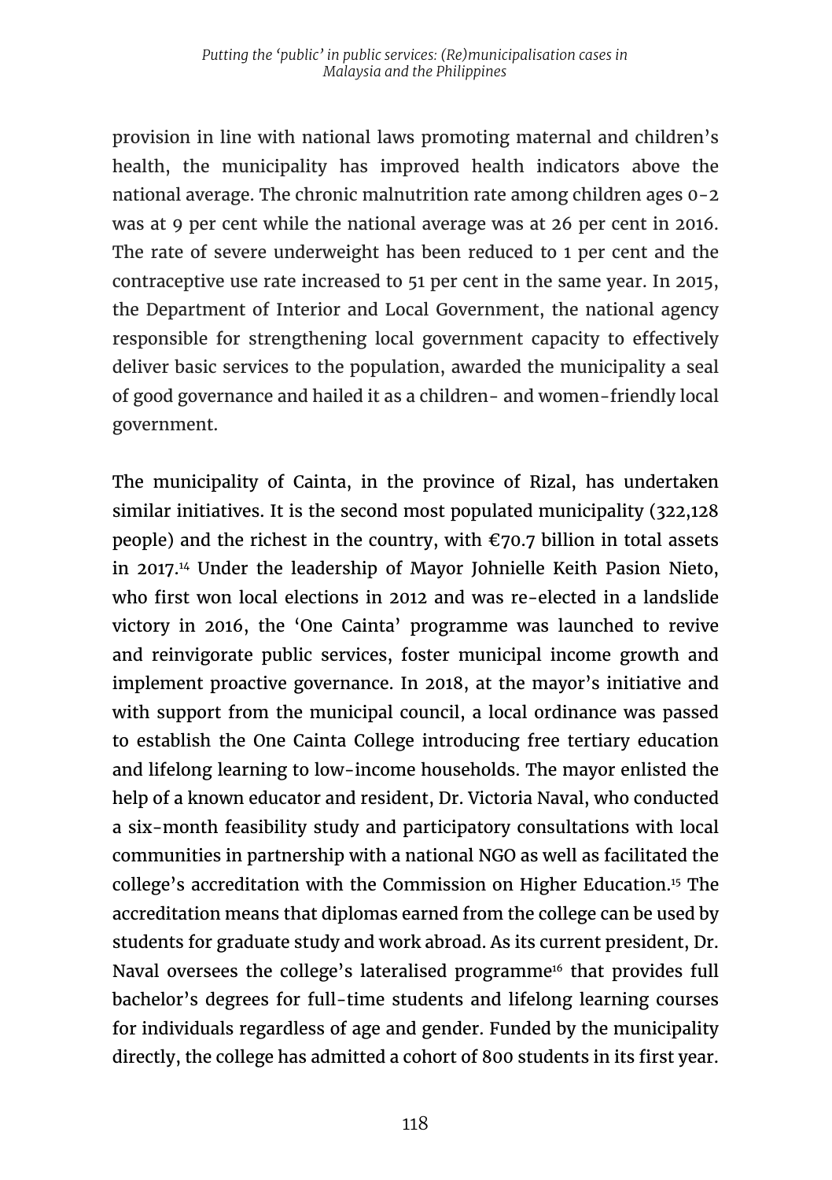provision in line with national laws promoting maternal and children's health, the municipality has improved health indicators above the national average. The chronic malnutrition rate among children ages 0-2 was at 9 per cent while the national average was at 26 per cent in 2016. The rate of severe underweight has been reduced to 1 per cent and the contraceptive use rate increased to 51 per cent in the same year. In 2015, the Department of Interior and Local Government, the national agency responsible for strengthening local government capacity to effectively deliver basic services to the population, awarded the municipality a seal of good governance and hailed it as a children- and women-friendly local government.

The municipality of Cainta, in the province of Rizal, has undertaken similar initiatives. It is the second most populated municipality (322,128 people) and the richest in the country, with €70.7 billion in total assets in 2017.[14] Under the leadership of Mayor Johnielle Keith Pasion Nieto, who first won local elections in 2012 and was re-elected in a landslide victory in 2016, the 'One Cainta' programme was launched to revive and reinvigorate public services, foster municipal income growth and implement proactive governance. In 2018, at the mayor's initiative and with support from the municipal council, a local ordinance was passed to establish the One Cainta College introducing free tertiary education and lifelong learning to low-income households. The mayor enlisted the help of a known educator and resident, Dr. Victoria Naval, who conducted a six-month feasibility study and participatory consultations with local communities in partnership with a national NGO as well as facilitated the college's accreditation with the Commission on Higher Education.[15] The accreditation means that diplomas earned from the college can be used by students for graduate study and work abroad. As its current president, Dr. Naval oversees the college's lateralised programme[16] that provides full bachelor's degrees for full-time students and lifelong learning courses for individuals regardless of age and gender. Funded by the municipality directly, the college has admitted a cohort of 800 students in its first year.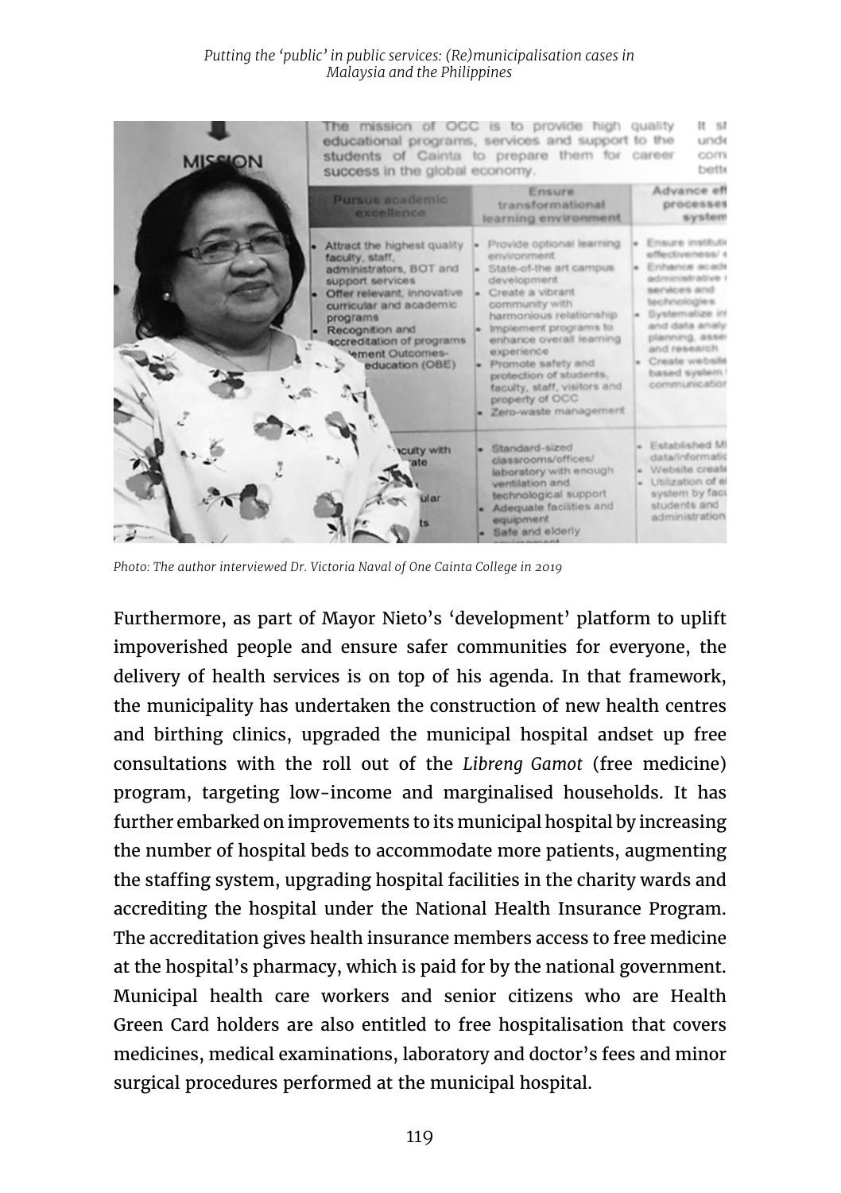*Photo: The author interviewed Dr. Victoria Naval of One Cainta College in 2019*

Furthermore, as part of Mayor Nieto's 'development' platform to uplift impoverished people and ensure safer communities for everyone, the delivery of health services is on top of his agenda. In that framework, the municipality has undertaken the construction of new health centres and birthing clinics, upgraded the municipal hospital andset up free consultations with the roll out of the *Libreng Gamot* (free medicine) program, targeting low-income and marginalised households. It has further embarked on improvements to its municipal hospital by increasing the number of hospital beds to accommodate more patients, augmenting the staffing system, upgrading hospital facilities in the charity wards and accrediting the hospital under the National Health Insurance Program. The accreditation gives health insurance members access to free medicine at the hospital's pharmacy, which is paid for by the national government. Municipal health care workers and senior citizens who are Health Green Card holders are also entitled to free hospitalisation that covers medicines, medical examinations, laboratory and doctor's fees and minor surgical procedures performed at the municipal hospital.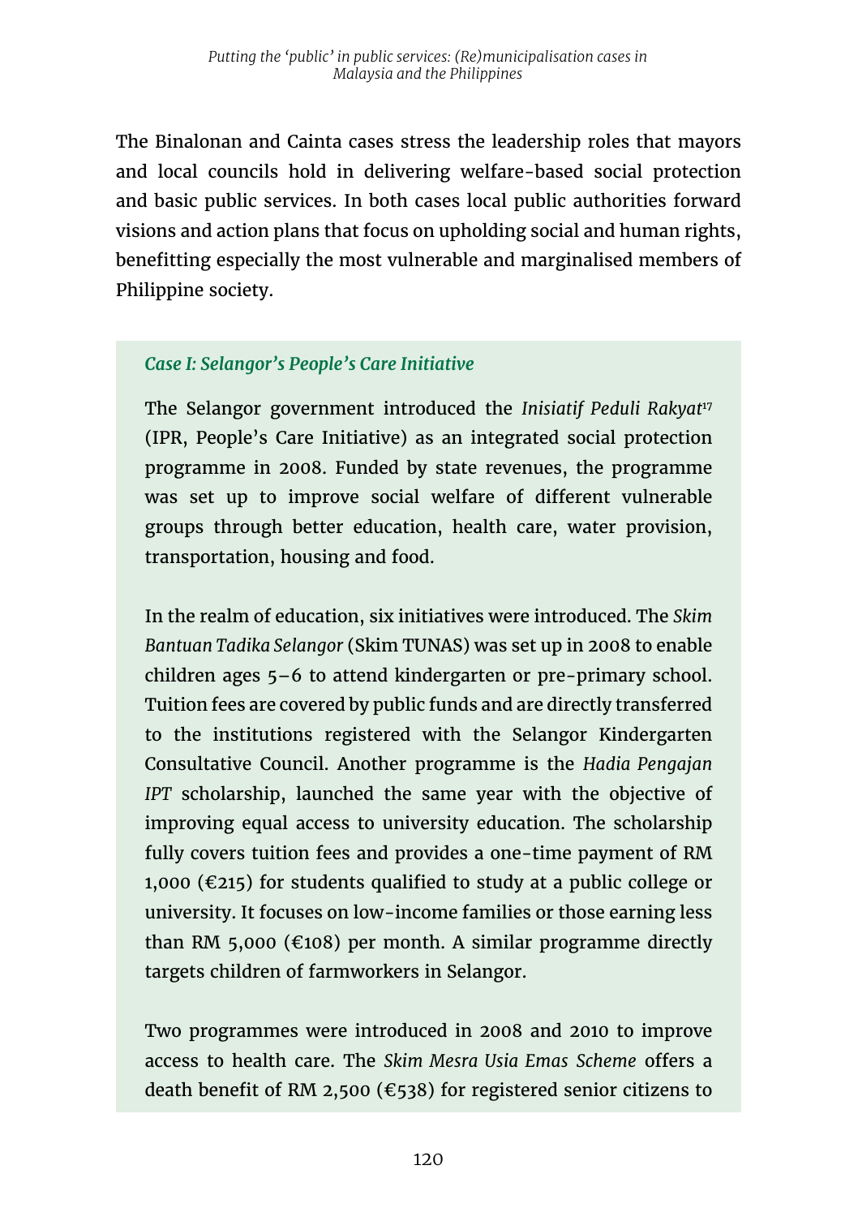The Binalonan and Cainta cases stress the leadership roles that mayors and local councils hold in delivering welfare-based social protection and basic public services. In both cases local public authorities forward visions and action plans that focus on upholding social and human rights, benefitting especially the most vulnerable and marginalised members of Philippine society.

### *Case I: Selangor's People's Care Initiative*

The Selangor government introduced the *Inisiatif Peduli Rakyat*[17] (IPR, People's Care Initiative) as an integrated social protection programme in 2008. Funded by state revenues, the programme was set up to improve social welfare of different vulnerable groups through better education, health care, water provision, transportation, housing and food.

In the realm of education, six initiatives were introduced. The *Skim Bantuan Tadika Selangor* (Skim TUNAS) was set up in 2008 to enable children ages 5–6 to attend kindergarten or pre-primary school. Tuition fees are covered by public funds and are directly transferred to the institutions registered with the Selangor Kindergarten Consultative Council. Another programme is the *Hadia Pengajan IPT* scholarship, launched the same year with the objective of improving equal access to university education. The scholarship fully covers tuition fees and provides a one-time payment of RM 1,000 (€215) for students qualified to study at a public college or university. It focuses on low-income families or those earning less than RM 5,000 (€108) per month. A similar programme directly targets children of farmworkers in Selangor.

Two programmes were introduced in 2008 and 2010 to improve access to health care. The *Skim Mesra Usia Emas Scheme* offers a death benefit of RM 2,500 (€538) for registered senior citizens to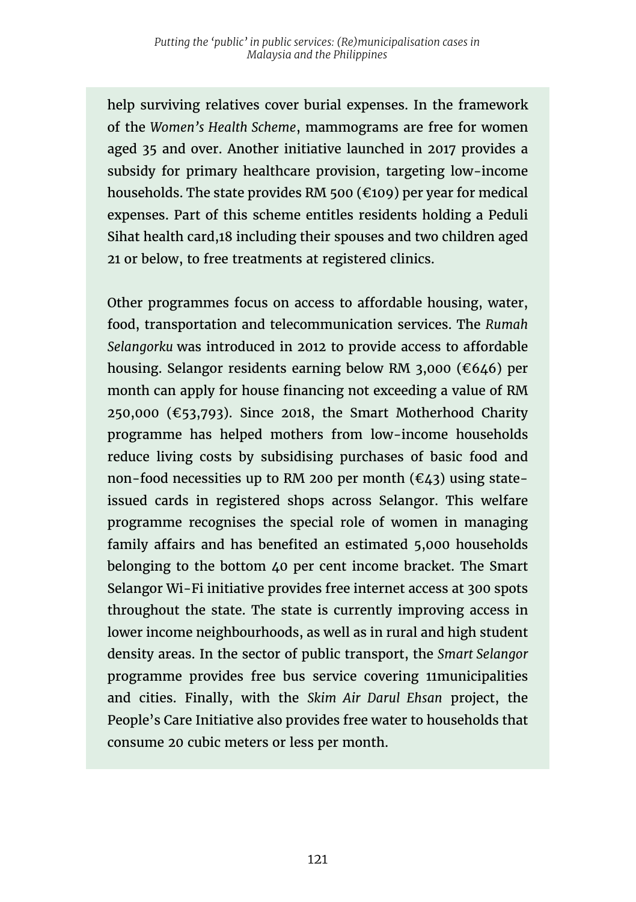help surviving relatives cover burial expenses. In the framework of the *Women's Health Scheme*, mammograms are free for women aged 35 and over. Another initiative launched in 2017 provides a subsidy for primary healthcare provision, targeting low-income households. The state provides RM 500 (€109) per year for medical expenses. Part of this scheme entitles residents holding a Peduli Sihat health card,18 including their spouses and two children aged 21 or below, to free treatments at registered clinics.

Other programmes focus on access to affordable housing, water, food, transportation and telecommunication services. The *Rumah Selangorku* was introduced in 2012 to provide access to affordable housing. Selangor residents earning below RM 3,000 (€646) per month can apply for house financing not exceeding a value of RM 250,000 (€53,793). Since 2018, the Smart Motherhood Charity programme has helped mothers from low-income households reduce living costs by subsidising purchases of basic food and non-food necessities up to RM 200 per month (€43) using state-issued cards in registered shops across Selangor. This welfare programme recognises the special role of women in managing family affairs and has benefited an estimated 5,000 households belonging to the bottom 40 per cent income bracket. The Smart Selangor Wi-Fi initiative provides free internet access at 300 spots throughout the state. The state is currently improving access in lower income neighbourhoods, as well as in rural and high student density areas. In the sector of public transport, the *Smart Selangor* programme provides free bus service covering 11municipalities and cities. Finally, with the *Skim Air Darul Ehsan* project, the People's Care Initiative also provides free water to households that consume 20 cubic meters or less per month.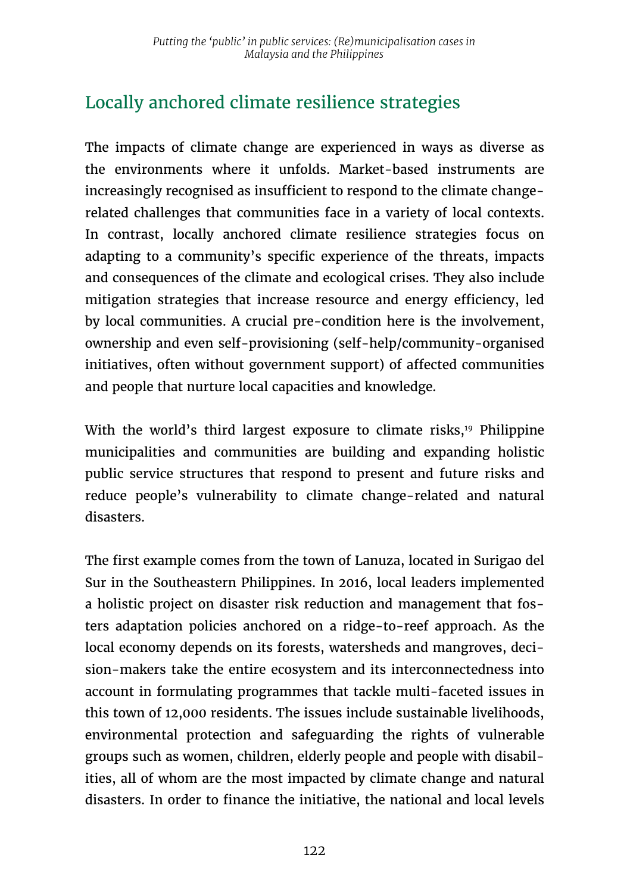## Locally anchored climate resilience strategies

The impacts of climate change are experienced in ways as diverse as the environments where it unfolds. Market-based instruments are increasingly recognised as insufficient to respond to the climate change-related challenges that communities face in a variety of local contexts. In contrast, locally anchored climate resilience strategies focus on adapting to a community's specific experience of the threats, impacts and consequences of the climate and ecological crises. They also include mitigation strategies that increase resource and energy efficiency, led by local communities. A crucial pre-condition here is the involvement, ownership and even self-provisioning (self-help/community-organised initiatives, often without government support) of affected communities and people that nurture local capacities and knowledge.

With the world's third largest exposure to climate risks,[19] Philippine municipalities and communities are building and expanding holistic public service structures that respond to present and future risks and reduce people's vulnerability to climate change-related and natural disasters.

The first example comes from the town of Lanuza, located in Surigao del Sur in the Southeastern Philippines. In 2016, local leaders implemented a holistic project on disaster risk reduction and management that fosters adaptation policies anchored on a ridge-to-reef approach. As the local economy depends on its forests, watersheds and mangroves, decision-makers take the entire ecosystem and its interconnectedness into account in formulating programmes that tackle multi-faceted issues in this town of 12,000 residents. The issues include sustainable livelihoods, environmental protection and safeguarding the rights of vulnerable groups such as women, children, elderly people and people with disabilities, all of whom are the most impacted by climate change and natural disasters. In order to finance the initiative, the national and local levels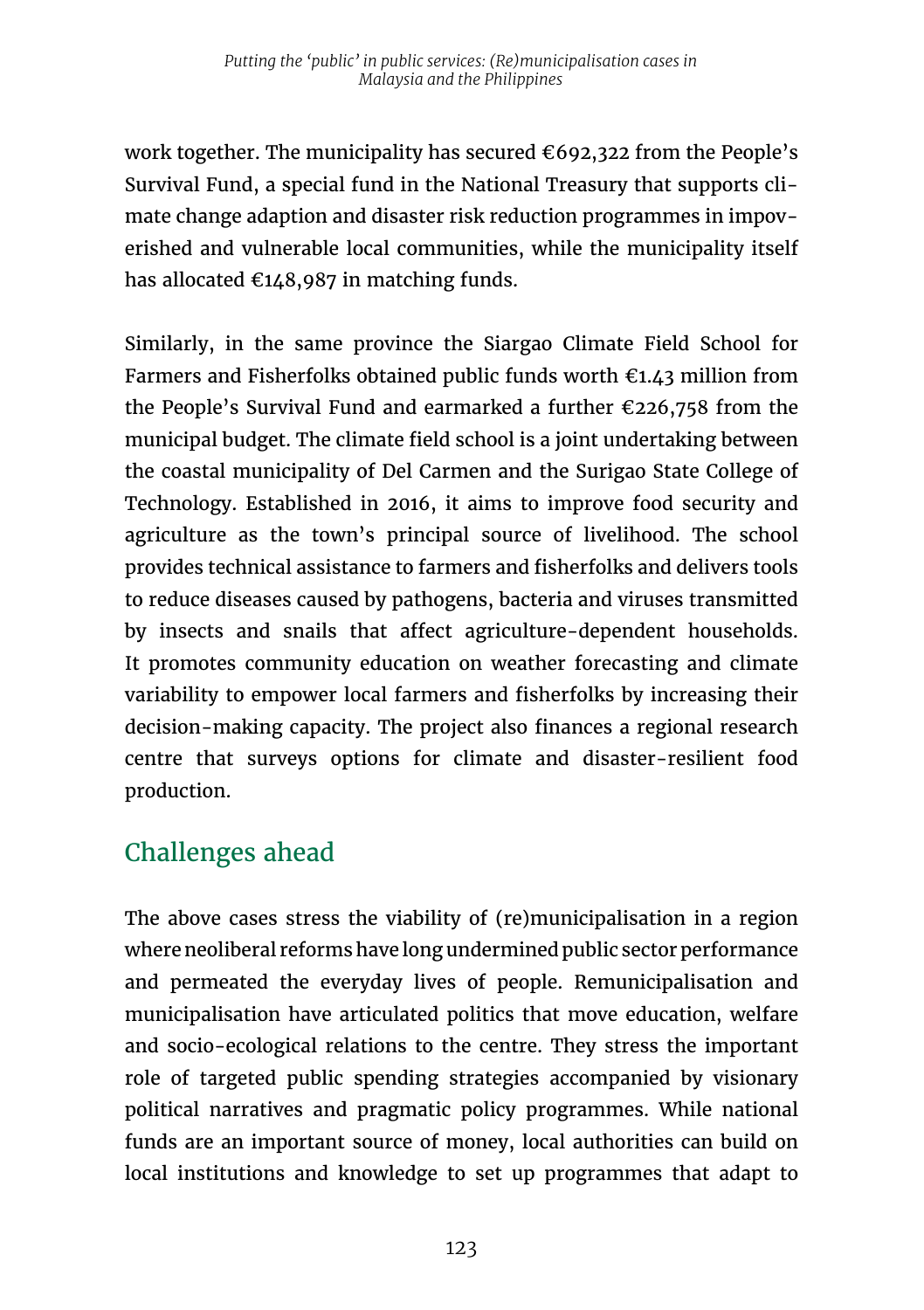work together. The municipality has secured €692,322 from the People's Survival Fund, a special fund in the National Treasury that supports climate change adaption and disaster risk reduction programmes in impoverished and vulnerable local communities, while the municipality itself has allocated €148,987 in matching funds.

Similarly, in the same province the Siargao Climate Field School for Farmers and Fisherfolks obtained public funds worth €1.43 million from the People's Survival Fund and earmarked a further €226,758 from the municipal budget. The climate field school is a joint undertaking between the coastal municipality of Del Carmen and the Surigao State College of Technology. Established in 2016, it aims to improve food security and agriculture as the town's principal source of livelihood. The school provides technical assistance to farmers and fisherfolks and delivers tools to reduce diseases caused by pathogens, bacteria and viruses transmitted by insects and snails that affect agriculture-dependent households. It promotes community education on weather forecasting and climate variability to empower local farmers and fisherfolks by increasing their decision-making capacity. The project also finances a regional research centre that surveys options for climate and disaster-resilient food production.

## Challenges ahead

The above cases stress the viability of (re)municipalisation in a region where neoliberal reforms have long undermined public sector performance and permeated the everyday lives of people. Remunicipalisation and municipalisation have articulated politics that move education, welfare and socio-ecological relations to the centre. They stress the important role of targeted public spending strategies accompanied by visionary political narratives and pragmatic policy programmes. While national funds are an important source of money, local authorities can build on local institutions and knowledge to set up programmes that adapt to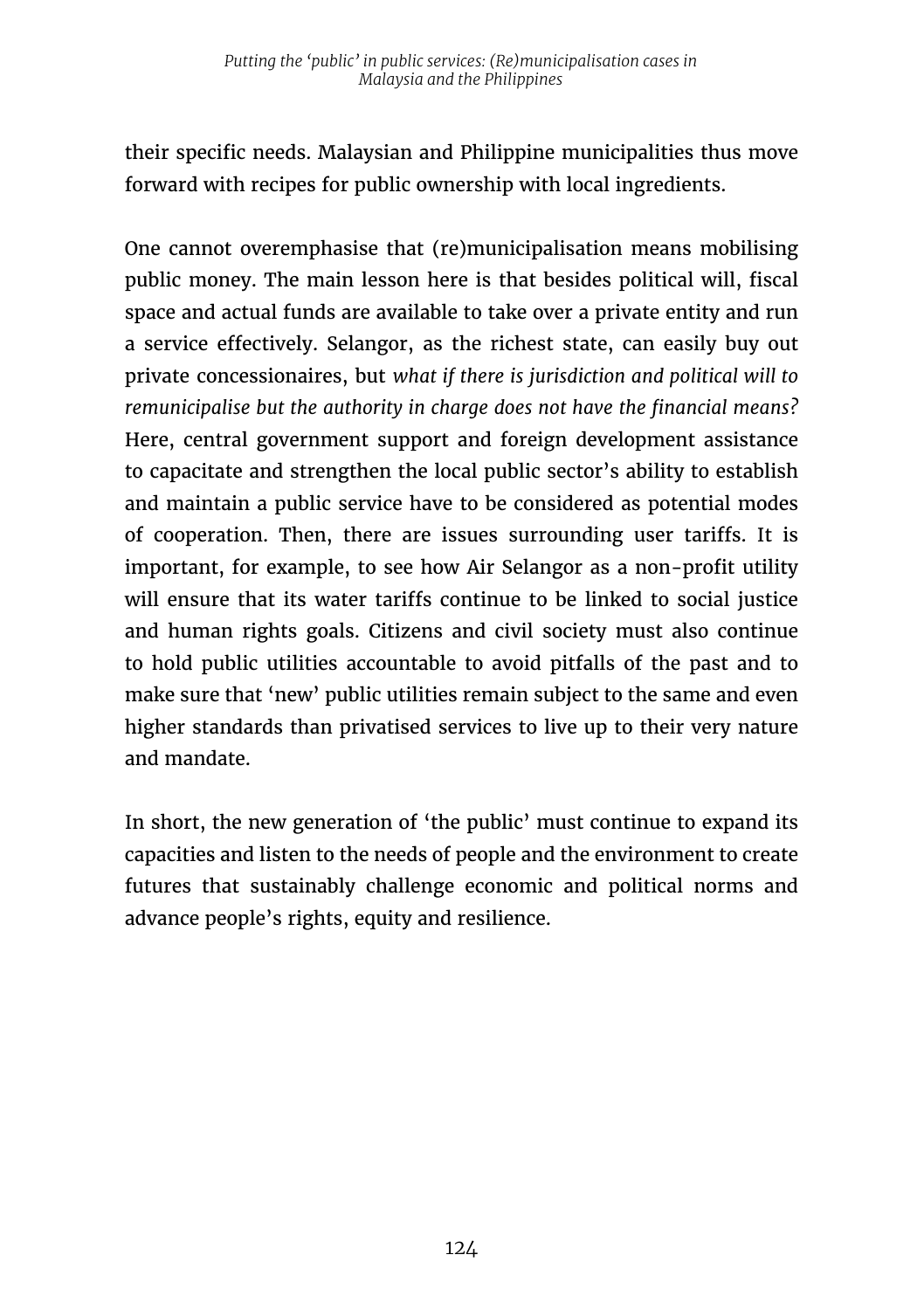their specific needs. Malaysian and Philippine municipalities thus move forward with recipes for public ownership with local ingredients.

One cannot overemphasise that (re)municipalisation means mobilising public money. The main lesson here is that besides political will, fiscal space and actual funds are available to take over a private entity and run a service effectively. Selangor, as the richest state, can easily buy out private concessionaires, but *what if there is jurisdiction and political will to remunicipalise but the authority in charge does not have the financial means?* Here, central government support and foreign development assistance to capacitate and strengthen the local public sector's ability to establish and maintain a public service have to be considered as potential modes of cooperation. Then, there are issues surrounding user tariffs. It is important, for example, to see how Air Selangor as a non-profit utility will ensure that its water tariffs continue to be linked to social justice and human rights goals. Citizens and civil society must also continue to hold public utilities accountable to avoid pitfalls of the past and to make sure that 'new' public utilities remain subject to the same and even higher standards than privatised services to live up to their very nature and mandate.

In short, the new generation of 'the public' must continue to expand its capacities and listen to the needs of people and the environment to create futures that sustainably challenge economic and political norms and advance people's rights, equity and resilience.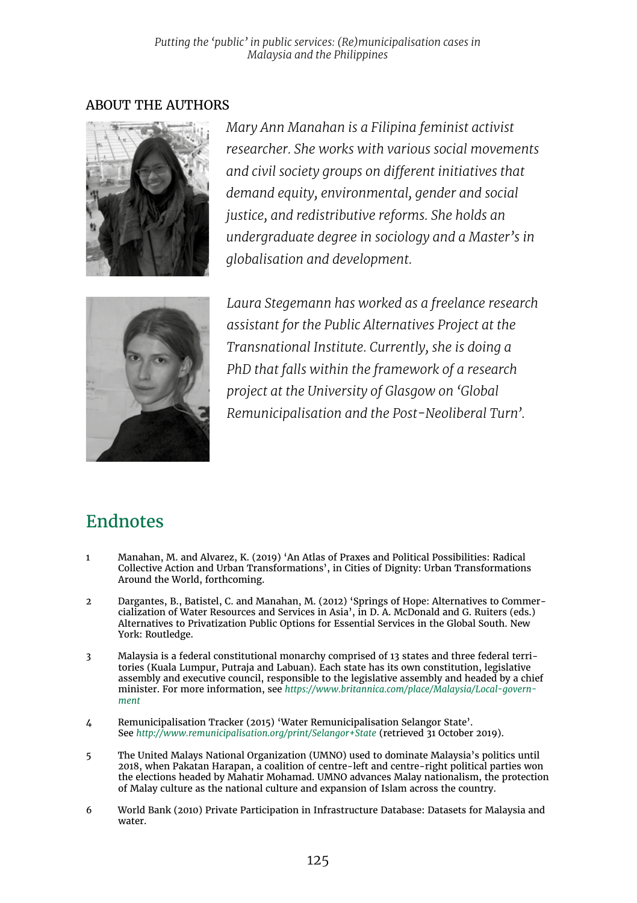## ABOUT THE AUTHORS

*Mary Ann Manahan is a Filipina feminist activist researcher. She works with various social movements and civil society groups on different initiatives that demand equity, environmental, gender and social justice, and redistributive reforms. She holds an undergraduate degree in sociology and a Master's in globalisation and development.*

*Laura Stegemann has worked as a freelance research assistant for the Public Alternatives Project at the Transnational Institute. Currently, she is doing a PhD that falls within the framework of a research project at the University of Glasgow on 'Global Remunicipalisation and the Post-Neoliberal Turn'.*

## Endnotes

1. Manahan, M. and Alvarez, K. (2019) 'An Atlas of Praxes and Political Possibilities: Radical Collective Action and Urban Transformations', in Cities of Dignity: Urban Transformations Around the World, forthcoming.

2. Dargantes, B., Batistel, C. and Manahan, M. (2012) 'Springs of Hope: Alternatives to Commercialization of Water Resources and Services in Asia', in D. A. McDonald and G. Ruiters (eds.) Alternatives to Privatization Public Options for Essential Services in the Global South. New York: Routledge.

3. Malaysia is a federal constitutional monarchy comprised of 13 states and three federal territories (Kuala Lumpur, Putraja and Labuan). Each state has its own constitution, legislative assembly and executive council, responsible to the legislative assembly and headed by a chief minister. For more information, see *https://www.britannica.com/place/Malaysia/Local-government*

4. Remunicipalisation Tracker (2015) 'Water Remunicipalisation Selangor State'. See *http://www.remunicipalisation.org/print/Selangor+State* (retrieved 31 October 2019).

5. The United Malays National Organization (UMNO) used to dominate Malaysia's politics until 2018, when Pakatan Harapan, a coalition of centre-left and centre-right political parties won the elections headed by Mahatir Mohamad. UMNO advances Malay nationalism, the protection of Malay culture as the national culture and expansion of Islam across the country.

6. World Bank (2010) Private Participation in Infrastructure Database: Datasets for Malaysia and water.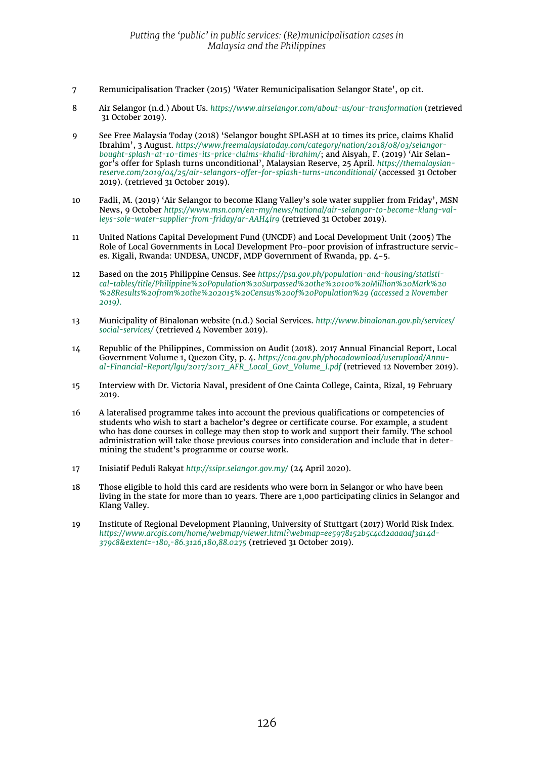7 Remunicipalisation Tracker (2015) 'Water Remunicipalisation Selangor State', op cit.

8 Air Selangor (n.d.) About Us. *https://www.airselangor.com/about-us/our-transformation* (retrieved 31 October 2019).

9 See Free Malaysia Today (2018) 'Selangor bought SPLASH at 10 times its price, claims Khalid Ibrahim', 3 August. *https://www.freemalaysiatoday.com/category/nation/2018/08/03/selangor-bought-splash-at-10-times-its-price-claims-khalid-ibrahim/*; and Aisyah, F. (2019) 'Air Selangor's offer for Splash turns unconditional', Malaysian Reserve, 25 April. *https://themalaysianreserve.com/2019/04/25/air-selangors-offer-for-splash-turns-unconditional/* (accessed 31 October 2019). (retrieved 31 October 2019).

10 Fadli, M. (2019) 'Air Selangor to become Klang Valley's sole water supplier from Friday', MSN News, 9 October *https://www.msn.com/en-my/news/national/air-selangor-to-become-klang-valleys-sole-water-supplier-from-friday/ar-AAH4ir9* (retrieved 31 October 2019).

11 United Nations Capital Development Fund (UNCDF) and Local Development Unit (2005) The Role of Local Governments in Local Development Pro-poor provision of infrastructure services. Kigali, Rwanda: UNDESA, UNCDF, MDP Government of Rwanda, pp. 4-5.

12 Based on the 2015 Philippine Census. See *https://psa.gov.ph/population-and-housing/statistical-tables/title/Philippine%20Population%20Surpassed%20the%20100%20Million%20Mark%20%28Results%20from%20the%202015%20Census%20of%20Population%29 (accessed 2 November 2019).*

13 Municipality of Binalonan website (n.d.) Social Services. *http://www.binalonan.gov.ph/services/social-services/* (retrieved 4 November 2019).

14 Republic of the Philippines, Commission on Audit (2018). 2017 Annual Financial Report, Local Government Volume 1, Quezon City, p. 4. *https://coa.gov.ph/phocadownload/userupload/Annual-Financial-Report/lgu/2017/2017_AFR_Local_Govt_Volume_I.pdf* (retrieved 12 November 2019).

15 Interview with Dr. Victoria Naval, president of One Cainta College, Cainta, Rizal, 19 February 2019.

16 A lateralised programme takes into account the previous qualifications or competencies of students who wish to start a bachelor's degree or certificate course. For example, a student who has done courses in college may then stop to work and support their family. The school administration will take those previous courses into consideration and include that in determining the student's programme or course work.

17 Inisiatif Peduli Rakyat *http://ssipr.selangor.gov.my/* (24 April 2020).

18 Those eligible to hold this card are residents who were born in Selangor or who have been living in the state for more than 10 years. There are 1,000 participating clinics in Selangor and Klang Valley.

19 Institute of Regional Development Planning, University of Stuttgart (2017) World Risk Index. *https://www.arcgis.com/home/webmap/viewer.html?webmap=ee5978152b5c4cd2aaaaaf3a14d379c8&extent=-180,-86.3126,180,88.0275* (retrieved 31 October 2019).